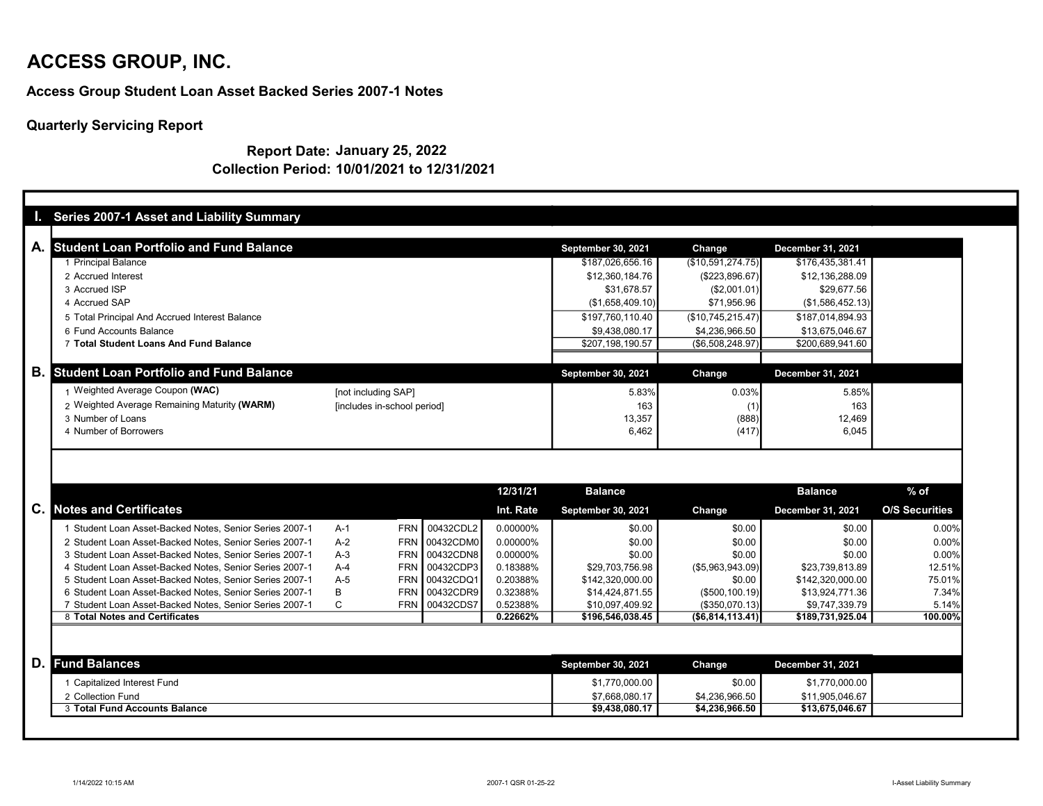# ACCESS GROUP, INC.

## Access Group Student Loan Asset Backed Series 2007-1 Notes

### Quarterly Servicing Report

**Report Date: January 25, 2022**
**Collection Period: 10/01/2021 to 12/31/2021**

## I. Series 2007-1 Asset and Liability Summary

### A. Student Loan Portfolio and Fund Balance

| | September 30, 2021 | Change | December 31, 2021 |
|---|---|---|---|
| 1 Principal Balance | $187,026,656.16 | ($10,591,274.75) | $176,435,381.41 |
| 2 Accrued Interest | $12,360,184.76 | ($223,896.67) | $12,136,288.09 |
| 3 Accrued ISP | $31,678.57 | ($2,001.01) | $29,677.56 |
| 4 Accrued SAP | ($1,658,409.10) | $71,956.96 | ($1,586,452.13) |
| 5 Total Principal And Accrued Interest Balance | $197,760,110.40 | ($10,745,215.47) | $187,014,894.93 |
| 6 Fund Accounts Balance | $9,438,080.17 | $4,236,966.50 | $13,675,046.67 |
| 7 **Total Student Loans And Fund Balance** | $207,198,190.57 | ($6,508,248.97) | $200,689,941.60 |

### B. Student Loan Portfolio and Fund Balance

| | | September 30, 2021 | Change | December 31, 2021 |
|---|---|---|---|---|
| 1 Weighted Average Coupon **(WAC)** | [not including SAP] | 5.83% | 0.03% | 5.85% |
| 2 Weighted Average Remaining Maturity **(WARM)** | [includes in-school period] | 163 | (1) | 163 |
| 3 Number of Loans | | 13,357 | (888) | 12,469 |
| 4 Number of Borrowers | | 6,462 | (417) | 6,045 |

### C. Notes and Certificates

| | | | | 12/31/21 Int. Rate | Balance September 30, 2021 | Change | Balance December 31, 2021 | % of O/S Securities |
|---|---|---|---|---|---|---|---|---|
| 1 Student Loan Asset-Backed Notes, Senior Series 2007-1 | A-1 | FRN | 00432CDL2 | 0.00000% | $0.00 | $0.00 | $0.00 | 0.00% |
| 2 Student Loan Asset-Backed Notes, Senior Series 2007-1 | A-2 | FRN | 00432CDM0 | 0.00000% | $0.00 | $0.00 | $0.00 | 0.00% |
| 3 Student Loan Asset-Backed Notes, Senior Series 2007-1 | A-3 | FRN | 00432CDN8 | 0.00000% | $0.00 | $0.00 | $0.00 | 0.00% |
| 4 Student Loan Asset-Backed Notes, Senior Series 2007-1 | A-4 | FRN | 00432CDP3 | 0.18388% | $29,703,756.98 | ($5,963,943.09) | $23,739,813.89 | 12.51% |
| 5 Student Loan Asset-Backed Notes, Senior Series 2007-1 | A-5 | FRN | 00432CDQ1 | 0.20388% | $142,320,000.00 | $0.00 | $142,320,000.00 | 75.01% |
| 6 Student Loan Asset-Backed Notes, Senior Series 2007-1 | B | FRN | 00432CDR9 | 0.32388% | $14,424,871.55 | ($500,100.19) | $13,924,771.36 | 7.34% |
| 7 Student Loan Asset-Backed Notes, Senior Series 2007-1 | C | FRN | 00432CDS7 | 0.52388% | $10,097,409.92 | ($350,070.13) | $9,747,339.79 | 5.14% |
| 8 **Total Notes and Certificates** | | | | **0.22662%** | **$196,546,038.45** | **($6,814,113.41)** | **$189,731,925.04** | **100.00%** |

### D. Fund Balances

| | September 30, 2021 | Change | December 31, 2021 |
|---|---|---|---|
| 1 Capitalized Interest Fund | $1,770,000.00 | $0.00 | $1,770,000.00 |
| 2 Collection Fund | $7,668,080.17 | $4,236,966.50 | $11,905,046.67 |
| 3 **Total Fund Accounts Balance** | **$9,438,080.17** | **$4,236,966.50** | **$13,675,046.67** |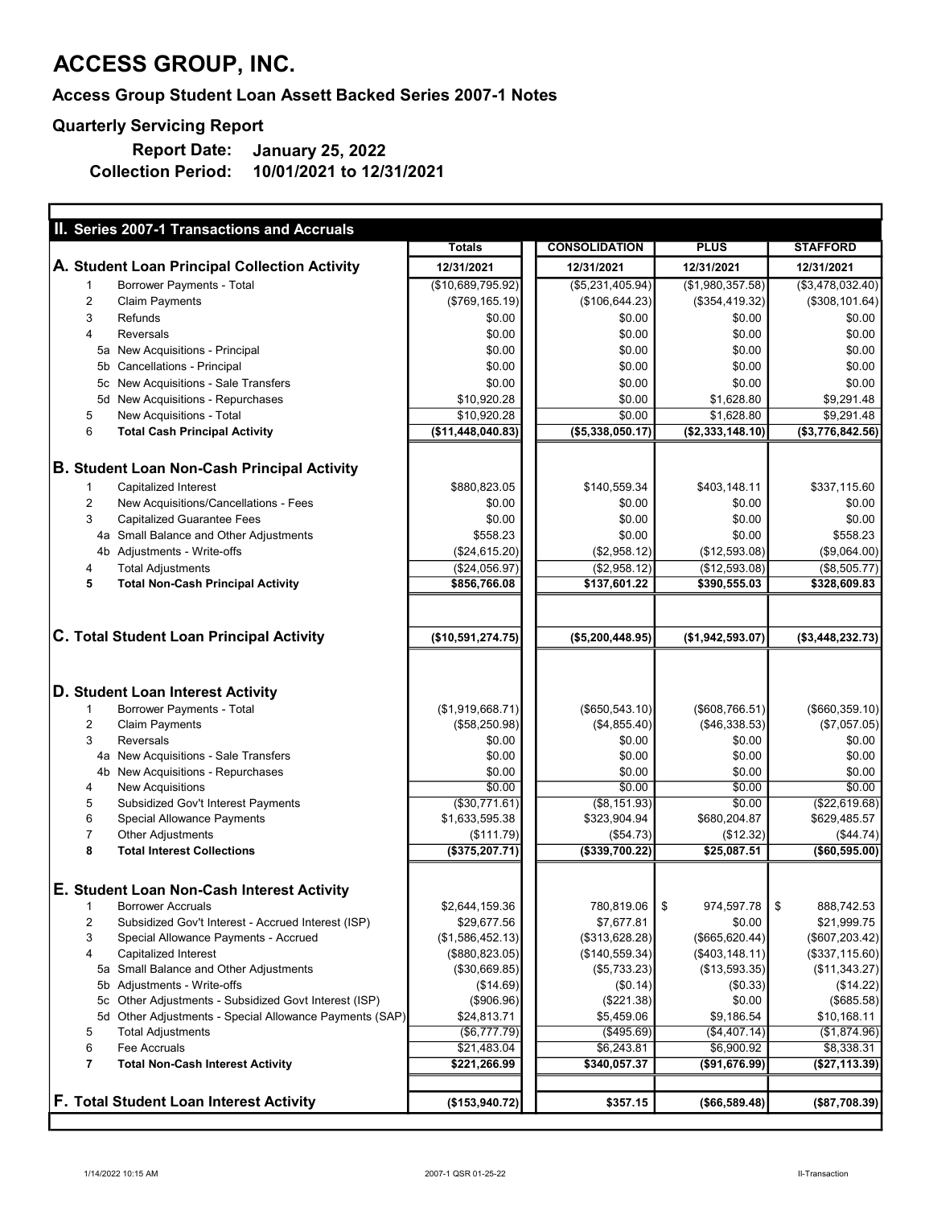# ACCESS GROUP, INC.

**Access Group Student Loan Assett Backed Series 2007-1 Notes**

**Quarterly Servicing Report**

**Report Date: January 25, 2022**

**Collection Period: 10/01/2021 to 12/31/2021**

## II. Series 2007-1 Transactions and Accruals

| | | Totals | CONSOLIDATION | PLUS | STAFFORD |
|---|---|---|---|---|---|
| **A. Student Loan Principal Collection Activity** | | **12/31/2021** | **12/31/2021** | **12/31/2021** | **12/31/2021** |
| 1 | Borrower Payments - Total | ($10,689,795.92) | ($5,231,405.94) | ($1,980,357.58) | ($3,478,032.40) |
| 2 | Claim Payments | ($769,165.19) | ($106,644.23) | ($354,419.32) | ($308,101.64) |
| 3 | Refunds | $0.00 | $0.00 | $0.00 | $0.00 |
| 4 | Reversals | $0.00 | $0.00 | $0.00 | $0.00 |
| 5a | New Acquisitions - Principal | $0.00 | $0.00 | $0.00 | $0.00 |
| 5b | Cancellations - Principal | $0.00 | $0.00 | $0.00 | $0.00 |
| 5c | New Acquisitions - Sale Transfers | $0.00 | $0.00 | $0.00 | $0.00 |
| 5d | New Acquisitions - Repurchases | $10,920.28 | $0.00 | $1,628.80 | $9,291.48 |
| 5 | New Acquisitions - Total | $10,920.28 | $0.00 | $1,628.80 | $9,291.48 |
| 6 | **Total Cash Principal Activity** | **($11,448,040.83)** | **($5,338,050.17)** | **($2,333,148.10)** | **($3,776,842.56)** |
| **B. Student Loan Non-Cash Principal Activity** | | | | | |
| 1 | Capitalized Interest | $880,823.05 | $140,559.34 | $403,148.11 | $337,115.60 |
| 2 | New Acquisitions/Cancellations - Fees | $0.00 | $0.00 | $0.00 | $0.00 |
| 3 | Capitalized Guarantee Fees | $0.00 | $0.00 | $0.00 | $0.00 |
| 4a | Small Balance and Other Adjustments | $558.23 | $0.00 | $0.00 | $558.23 |
| 4b | Adjustments - Write-offs | ($24,615.20) | ($2,958.12) | ($12,593.08) | ($9,064.00) |
| 4 | Total Adjustments | ($24,056.97) | ($2,958.12) | ($12,593.08) | ($8,505.77) |
| **5** | **Total Non-Cash Principal Activity** | **$856,766.08** | **$137,601.22** | **$390,555.03** | **$328,609.83** |
| **C. Total Student Loan Principal Activity** | | **($10,591,274.75)** | **($5,200,448.95)** | **($1,942,593.07)** | **($3,448,232.73)** |
| **D. Student Loan Interest Activity** | | | | | |
| 1 | Borrower Payments - Total | ($1,919,668.71) | ($650,543.10) | ($608,766.51) | ($660,359.10) |
| 2 | Claim Payments | ($58,250.98) | ($4,855.40) | ($46,338.53) | ($7,057.05) |
| 3 | Reversals | $0.00 | $0.00 | $0.00 | $0.00 |
| 4a | New Acquisitions - Sale Transfers | $0.00 | $0.00 | $0.00 | $0.00 |
| 4b | New Acquisitions - Repurchases | $0.00 | $0.00 | $0.00 | $0.00 |
| 4 | New Acquisitions | $0.00 | $0.00 | $0.00 | $0.00 |
| 5 | Subsidized Gov't Interest Payments | ($30,771.61) | ($8,151.93) | $0.00 | ($22,619.68) |
| 6 | Special Allowance Payments | $1,633,595.38 | $323,904.94 | $680,204.87 | $629,485.57 |
| 7 | Other Adjustments | ($111.79) | ($54.73) | ($12.32) | ($44.74) |
| **8** | **Total Interest Collections** | **($375,207.71)** | **($339,700.22)** | **$25,087.51** | **($60,595.00)** |
| **E. Student Loan Non-Cash Interest Activity** | | | | | |
| 1 | Borrower Accruals | $2,644,159.36 | 780,819.06 | $ 974,597.78 | $ 888,742.53 |
| 2 | Subsidized Gov't Interest - Accrued Interest (ISP) | $29,677.56 | $7,677.81 | $0.00 | $21,999.75 |
| 3 | Special Allowance Payments - Accrued | ($1,586,452.13) | ($313,628.28) | ($665,620.44) | ($607,203.42) |
| 4 | Capitalized Interest | ($880,823.05) | ($140,559.34) | ($403,148.11) | ($337,115.60) |
| 5a | Small Balance and Other Adjustments | ($30,669.85) | ($5,733.23) | ($13,593.35) | ($11,343.27) |
| 5b | Adjustments - Write-offs | ($14.69) | ($0.14) | ($0.33) | ($14.22) |
| 5c | Other Adjustments - Subsidized Govt Interest (ISP) | ($906.96) | ($221.38) | $0.00 | ($685.58) |
| 5d | Other Adjustments - Special Allowance Payments (SAP) | $24,813.71 | $5,459.06 | $9,186.54 | $10,168.11 |
| 5 | Total Adjustments | ($6,777.79) | ($495.69) | ($4,407.14) | ($1,874.96) |
| 6 | Fee Accruals | $21,483.04 | $6,243.81 | $6,900.92 | $8,338.31 |
| **7** | **Total Non-Cash Interest Activity** | **$221,266.99** | **$340,057.37** | **($91,676.99)** | **($27,113.39)** |
| **F. Total Student Loan Interest Activity** | | **($153,940.72)** | **$357.15** | **($66,589.48)** | **($87,708.39)** |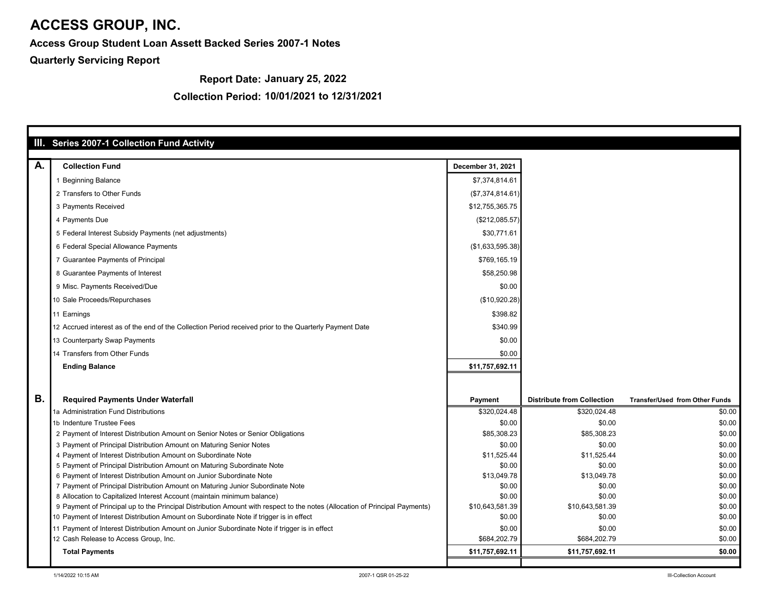# ACCESS GROUP, INC.

**Access Group Student Loan Assett Backed Series 2007-1 Notes**

**Quarterly Servicing Report**

**Report Date: January 25, 2022**

**Collection Period: 10/01/2021 to 12/31/2021**

## III. Series 2007-1 Collection Fund Activity

### A. Collection Fund

| | | December 31, 2021 |
|---|---|---|
| 1 | Beginning Balance | $7,374,814.61 |
| 2 | Transfers to Other Funds | ($7,374,814.61) |
| 3 | Payments Received | $12,755,365.75 |
| 4 | Payments Due | ($212,085.57) |
| 5 | Federal Interest Subsidy Payments (net adjustments) | $30,771.61 |
| 6 | Federal Special Allowance Payments | ($1,633,595.38) |
| 7 | Guarantee Payments of Principal | $769,165.19 |
| 8 | Guarantee Payments of Interest | $58,250.98 |
| 9 | Misc. Payments Received/Due | $0.00 |
| 10 | Sale Proceeds/Repurchases | ($10,920.28) |
| 11 | Earnings | $398.82 |
| 12 | Accrued interest as of the end of the Collection Period received prior to the Quarterly Payment Date | $340.99 |
| 13 | Counterparty Swap Payments | $0.00 |
| 14 | Transfers from Other Funds | $0.00 |
| | **Ending Balance** | **$11,757,692.11** |

### B. Required Payments Under Waterfall

| | | Payment | Distribute from Collection | Transfer/Used from Other Funds |
|---|---|---|---|---|
| 1a | Administration Fund Distributions | $320,024.48 | $320,024.48 | $0.00 |
| 1b | Indenture Trustee Fees | $0.00 | $0.00 | $0.00 |
| 2 | Payment of Interest Distribution Amount on Senior Notes or Senior Obligations | $85,308.23 | $85,308.23 | $0.00 |
| 3 | Payment of Principal Distribution Amount on Maturing Senior Notes | $0.00 | $0.00 | $0.00 |
| 4 | Payment of Interest Distribution Amount on Subordinate Note | $11,525.44 | $11,525.44 | $0.00 |
| 5 | Payment of Principal Distribution Amount on Maturing Subordinate Note | $0.00 | $0.00 | $0.00 |
| 6 | Payment of Interest Distribution Amount on Junior Subordinate Note | $13,049.78 | $13,049.78 | $0.00 |
| 7 | Payment of Principal Distribution Amount on Maturing Junior Subordinate Note | $0.00 | $0.00 | $0.00 |
| 8 | Allocation to Capitalized Interest Account (maintain minimum balance) | $0.00 | $0.00 | $0.00 |
| 9 | Payment of Principal up to the Principal Distribution Amount with respect to the notes (Allocation of Principal Payments) | $10,643,581.39 | $10,643,581.39 | $0.00 |
| 10 | Payment of Interest Distribution Amount on Subordinate Note if trigger is in effect | $0.00 | $0.00 | $0.00 |
| 11 | Payment of Interest Distribution Amount on Junior Subordinate Note if trigger is in effect | $0.00 | $0.00 | $0.00 |
| 12 | Cash Release to Access Group, Inc. | $684,202.79 | $684,202.79 | $0.00 |
| | **Total Payments** | **$11,757,692.11** | **$11,757,692.11** | **$0.00** |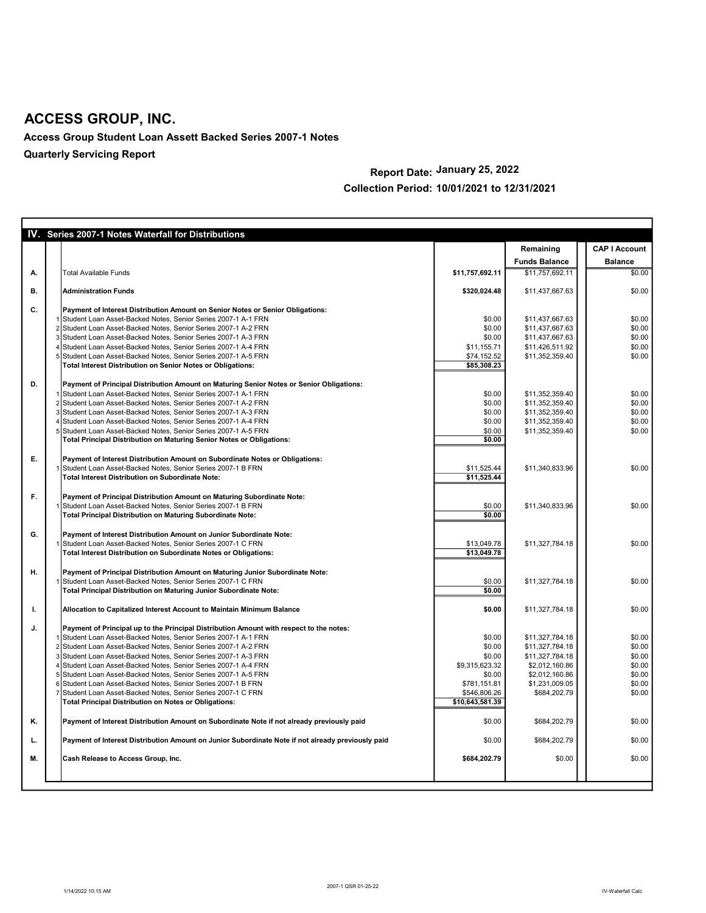# ACCESS GROUP, INC.

**Access Group Student Loan Assett Backed Series 2007-1 Notes**

**Quarterly Servicing Report**

**Report Date: January 25, 2022**

**Collection Period: 10/01/2021 to 12/31/2021**

## IV. Series 2007-1 Notes Waterfall for Distributions

| | | | | Remaining Funds Balance | CAP I Account Balance |
|---|---|---|---|---|---|
| A. | | Total Available Funds | $11,757,692.11 | $11,757,692.11 | $0.00 |
| B. | | **Administration Funds** | **$320,024.48** | $11,437,667.63 | $0.00 |
| C. | | **Payment of Interest Distribution Amount on Senior Notes or Senior Obligations:** | | | |
| | 1 | Student Loan Asset-Backed Notes, Senior Series 2007-1 A-1 FRN | $0.00 | $11,437,667.63 | $0.00 |
| | 2 | Student Loan Asset-Backed Notes, Senior Series 2007-1 A-2 FRN | $0.00 | $11,437,667.63 | $0.00 |
| | 3 | Student Loan Asset-Backed Notes, Senior Series 2007-1 A-3 FRN | $0.00 | $11,437,667.63 | $0.00 |
| | 4 | Student Loan Asset-Backed Notes, Senior Series 2007-1 A-4 FRN | $11,155.71 | $11,426,511.92 | $0.00 |
| | 5 | Student Loan Asset-Backed Notes, Senior Series 2007-1 A-5 FRN | $74,152.52 | $11,352,359.40 | $0.00 |
| | | **Total Interest Distribution on Senior Notes or Obligations:** | **$85,308.23** | | |
| D. | | **Payment of Principal Distribution Amount on Maturing Senior Notes or Senior Obligations:** | | | |
| | 1 | Student Loan Asset-Backed Notes, Senior Series 2007-1 A-1 FRN | $0.00 | $11,352,359.40 | $0.00 |
| | 2 | Student Loan Asset-Backed Notes, Senior Series 2007-1 A-2 FRN | $0.00 | $11,352,359.40 | $0.00 |
| | 3 | Student Loan Asset-Backed Notes, Senior Series 2007-1 A-3 FRN | $0.00 | $11,352,359.40 | $0.00 |
| | 4 | Student Loan Asset-Backed Notes, Senior Series 2007-1 A-4 FRN | $0.00 | $11,352,359.40 | $0.00 |
| | 5 | Student Loan Asset-Backed Notes, Senior Series 2007-1 A-5 FRN | $0.00 | $11,352,359.40 | $0.00 |
| | | **Total Principal Distribution on Maturing Senior Notes or Obligations:** | **$0.00** | | |
| E. | | **Payment of Interest Distribution Amount on Subordinate Notes or Obligations:** | | | |
| | 1 | Student Loan Asset-Backed Notes, Senior Series 2007-1 B FRN | $11,525.44 | $11,340,833.96 | $0.00 |
| | | **Total Interest Distribution on Subordinate Note:** | **$11,525.44** | | |
| F. | | **Payment of Principal Distribution Amount on Maturing Subordinate Note:** | | | |
| | 1 | Student Loan Asset-Backed Notes, Senior Series 2007-1 B FRN | $0.00 | $11,340,833.96 | $0.00 |
| | | **Total Principal Distribution on Maturing Subordinate Note:** | **$0.00** | | |
| G. | | **Payment of Interest Distribution Amount on Junior Subordinate Note:** | | | |
| | 1 | Student Loan Asset-Backed Notes, Senior Series 2007-1 C FRN | $13,049.78 | $11,327,784.18 | $0.00 |
| | | **Total Interest Distribution on Subordinate Notes or Obligations:** | **$13,049.78** | | |
| H. | | **Payment of Principal Distribution Amount on Maturing Junior Subordinate Note:** | | | |
| | 1 | Student Loan Asset-Backed Notes, Senior Series 2007-1 C FRN | $0.00 | $11,327,784.18 | $0.00 |
| | | **Total Principal Distribution on Maturing Junior Subordinate Note:** | **$0.00** | | |
| I. | | **Allocation to Capitalized Interest Account to Maintain Minimum Balance** | **$0.00** | $11,327,784.18 | $0.00 |
| J. | | **Payment of Principal up to the Principal Distribution Amount with respect to the notes:** | | | |
| | 1 | Student Loan Asset-Backed Notes, Senior Series 2007-1 A-1 FRN | $0.00 | $11,327,784.18 | $0.00 |
| | 2 | Student Loan Asset-Backed Notes, Senior Series 2007-1 A-2 FRN | $0.00 | $11,327,784.18 | $0.00 |
| | 3 | Student Loan Asset-Backed Notes, Senior Series 2007-1 A-3 FRN | $0.00 | $11,327,784.18 | $0.00 |
| | 4 | Student Loan Asset-Backed Notes, Senior Series 2007-1 A-4 FRN | $9,315,623.32 | $2,012,160.86 | $0.00 |
| | 5 | Student Loan Asset-Backed Notes, Senior Series 2007-1 A-5 FRN | $0.00 | $2,012,160.86 | $0.00 |
| | 6 | Student Loan Asset-Backed Notes, Senior Series 2007-1 B FRN | $781,151.81 | $1,231,009.05 | $0.00 |
| | 7 | Student Loan Asset-Backed Notes, Senior Series 2007-1 C FRN | $546,806.26 | $684,202.79 | $0.00 |
| | | **Total Principal Distribution on Notes or Obligations:** | **$10,643,581.39** | | |
| K. | | **Payment of Interest Distribution Amount on Subordinate Note if not already previously paid** | $0.00 | $684,202.79 | $0.00 |
| L. | | **Payment of Interest Distribution Amount on Junior Subordinate Note if not already previously paid** | $0.00 | $684,202.79 | $0.00 |
| M. | | **Cash Release to Access Group, Inc.** | **$684,202.79** | $0.00 | $0.00 |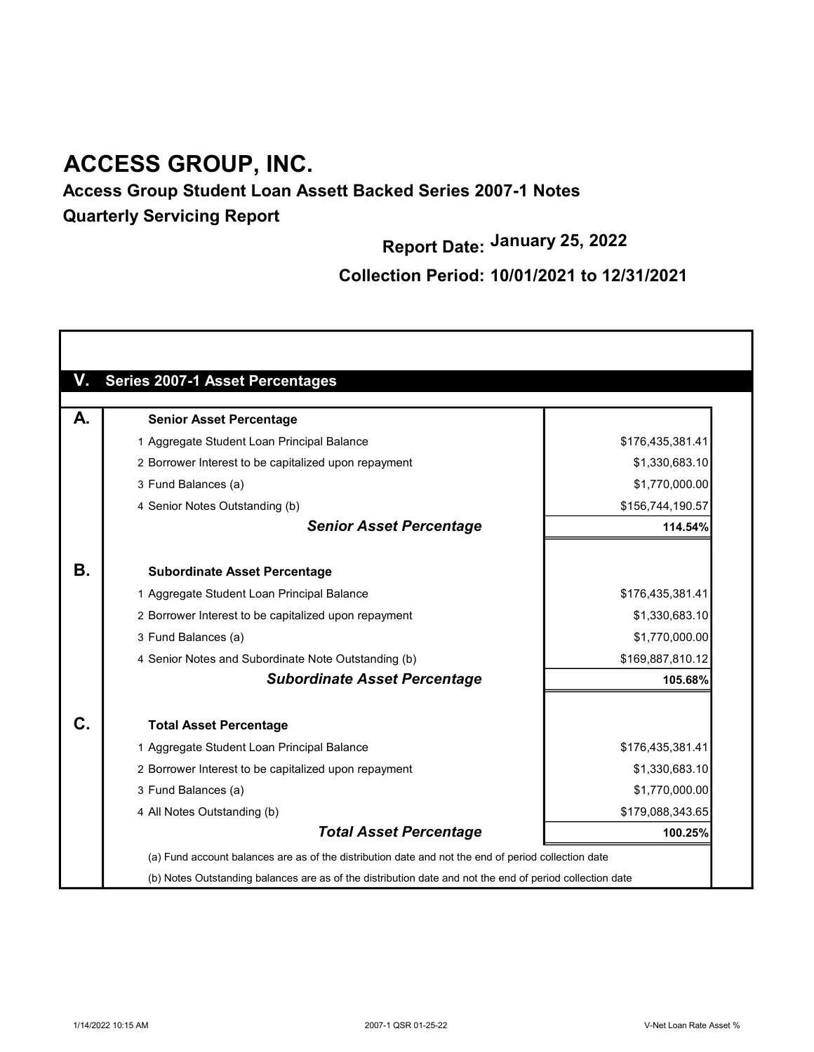# ACCESS GROUP, INC.

## Access Group Student Loan Assett Backed Series 2007-1 Notes

## Quarterly Servicing Report

**Report Date: January 25, 2022**

**Collection Period: 10/01/2021 to 12/31/2021**

### V. Series 2007-1 Asset Percentages

| | | |
|---|---|---|
| **A.** | **Senior Asset Percentage** | |
| | 1 Aggregate Student Loan Principal Balance | $176,435,381.41 |
| | 2 Borrower Interest to be capitalized upon repayment | $1,330,683.10 |
| | 3 Fund Balances (a) | $1,770,000.00 |
| | 4 Senior Notes Outstanding (b) | $156,744,190.57 |
| | ***Senior Asset Percentage*** | **114.54%** |
| **B.** | **Subordinate Asset Percentage** | |
| | 1 Aggregate Student Loan Principal Balance | $176,435,381.41 |
| | 2 Borrower Interest to be capitalized upon repayment | $1,330,683.10 |
| | 3 Fund Balances (a) | $1,770,000.00 |
| | 4 Senior Notes and Subordinate Note Outstanding (b) | $169,887,810.12 |
| | ***Subordinate Asset Percentage*** | **105.68%** |
| **C.** | **Total Asset Percentage** | |
| | 1 Aggregate Student Loan Principal Balance | $176,435,381.41 |
| | 2 Borrower Interest to be capitalized upon repayment | $1,330,683.10 |
| | 3 Fund Balances (a) | $1,770,000.00 |
| | 4 All Notes Outstanding (b) | $179,088,343.65 |
| | ***Total Asset Percentage*** | **100.25%** |

(a) Fund account balances are as of the distribution date and not the end of period collection date

(b) Notes Outstanding balances are as of the distribution date and not the end of period collection date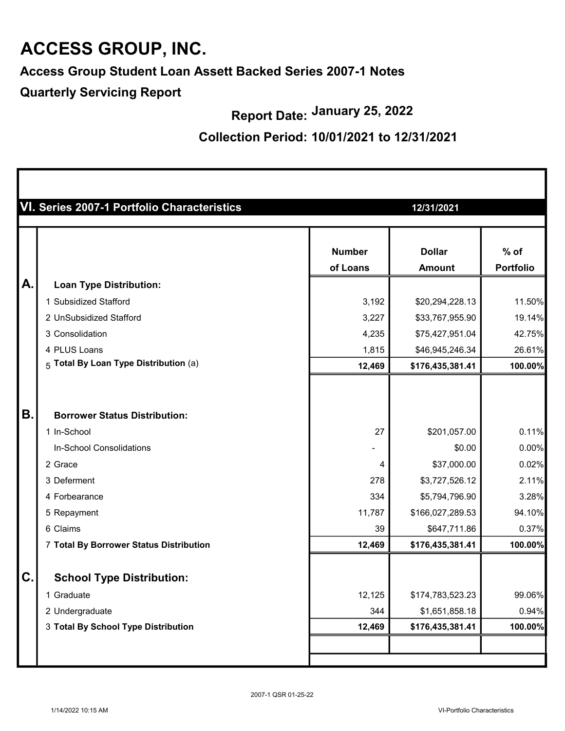# ACCESS GROUP, INC.

## Access Group Student Loan Assett Backed Series 2007-1 Notes

## Quarterly Servicing Report

**Report Date: January 25, 2022**

**Collection Period: 10/01/2021 to 12/31/2021**

### VI. Series 2007-1 Portfolio Characteristics — 12/31/2021

| | | Number of Loans | Dollar Amount | % of Portfolio |
|---|---|---|---|---|
| **A.** | **Loan Type Distribution:** | | | |
| | 1 Subsidized Stafford | 3,192 | $20,294,228.13 | 11.50% |
| | 2 UnSubsidized Stafford | 3,227 | $33,767,955.90 | 19.14% |
| | 3 Consolidation | 4,235 | $75,427,951.04 | 42.75% |
| | 4 PLUS Loans | 1,815 | $46,945,246.34 | 26.61% |
| | 5 **Total By Loan Type Distribution** (a) | **12,469** | **$176,435,381.41** | **100.00%** |
| **B.** | **Borrower Status Distribution:** | | | |
| | 1 In-School | 27 | $201,057.00 | 0.11% |
| | In-School Consolidations | - | $0.00 | 0.00% |
| | 2 Grace | 4 | $37,000.00 | 0.02% |
| | 3 Deferment | 278 | $3,727,526.12 | 2.11% |
| | 4 Forbearance | 334 | $5,794,796.90 | 3.28% |
| | 5 Repayment | 11,787 | $166,027,289.53 | 94.10% |
| | 6 Claims | 39 | $647,711.86 | 0.37% |
| | 7 **Total By Borrower Status Distribution** | **12,469** | **$176,435,381.41** | **100.00%** |
| **C.** | **School Type Distribution:** | | | |
| | 1 Graduate | 12,125 | $174,783,523.23 | 99.06% |
| | 2 Undergraduate | 344 | $1,651,858.18 | 0.94% |
| | 3 **Total By School Type Distribution** | **12,469** | **$176,435,381.41** | **100.00%** |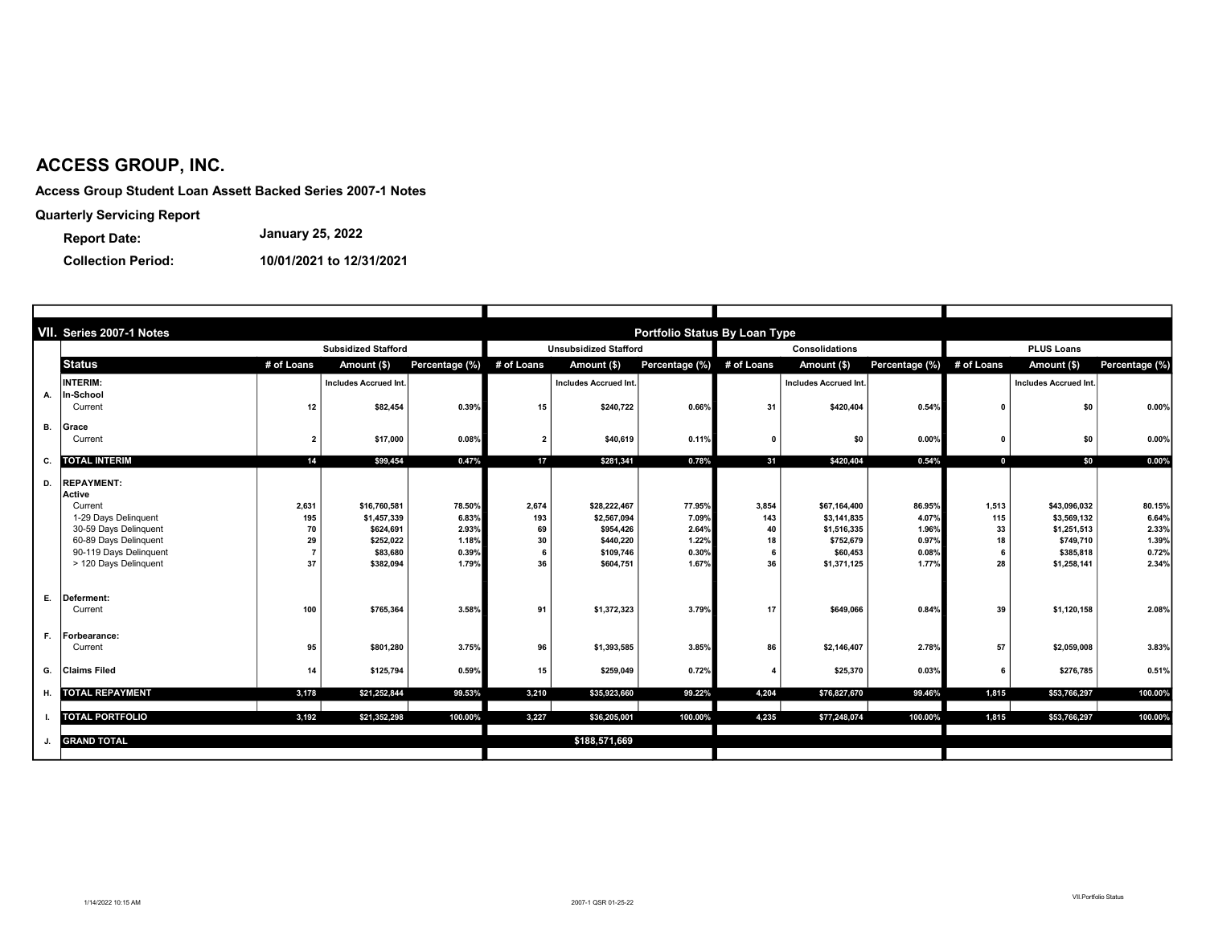# ACCESS GROUP, INC.

**Access Group Student Loan Assett Backed Series 2007-1 Notes**

**Quarterly Servicing Report**

**Report Date:** January 25, 2022

**Collection Period:** 10/01/2021 to 12/31/2021

| | VII. Series 2007-1 Notes | Portfolio Status By Loan Type | | | | | | | | | | | |
|---|---|---|---|---|---|---|---|---|---|---|---|---|---|
| | | Subsidized Stafford | | | Unsubsidized Stafford | | | Consolidations | | | PLUS Loans | | |
| | **Status** | # of Loans | Amount ($) | Percentage (%) | # of Loans | Amount ($) | Percentage (%) | # of Loans | Amount ($) | Percentage (%) | # of Loans | Amount ($) | Percentage (%) |
| | **INTERIM:** | | Includes Accrued Int. | | | Includes Accrued Int. | | | Includes Accrued Int. | | | Includes Accrued Int. | |
| A. | **In-School** | | | | | | | | | | | | |
| | Current | 12 | $82,454 | 0.39% | 15 | $240,722 | 0.66% | 31 | $420,404 | 0.54% | 0 | $0 | 0.00% |
| B. | **Grace** | | | | | | | | | | | | |
| | Current | 2 | $17,000 | 0.08% | 2 | $40,619 | 0.11% | 0 | $0 | 0.00% | 0 | $0 | 0.00% |
| C. | **TOTAL INTERIM** | 14 | $99,454 | 0.47% | 17 | $281,341 | 0.78% | 31 | $420,404 | 0.54% | 0 | $0 | 0.00% |
| D. | **REPAYMENT:** | | | | | | | | | | | | |
| | **Active** | | | | | | | | | | | | |
| | Current | 2,631 | $16,760,581 | 78.50% | 2,674 | $28,222,467 | 77.95% | 3,854 | $67,164,400 | 86.95% | 1,513 | $43,096,032 | 80.15% |
| | 1-29 Days Delinquent | 195 | $1,457,339 | 6.83% | 193 | $2,567,094 | 7.09% | 143 | $3,141,835 | 4.07% | 115 | $3,569,132 | 6.64% |
| | 30-59 Days Delinquent | 70 | $624,691 | 2.93% | 69 | $954,426 | 2.64% | 40 | $1,516,335 | 1.96% | 33 | $1,251,513 | 2.33% |
| | 60-89 Days Delinquent | 29 | $252,022 | 1.18% | 30 | $440,220 | 1.22% | 18 | $752,679 | 0.97% | 18 | $749,710 | 1.39% |
| | 90-119 Days Delinquent | 7 | $83,680 | 0.39% | 6 | $109,746 | 0.30% | 6 | $60,453 | 0.08% | 6 | $385,818 | 0.72% |
| | > 120 Days Delinquent | 37 | $382,094 | 1.79% | 36 | $604,751 | 1.67% | 36 | $1,371,125 | 1.77% | 28 | $1,258,141 | 2.34% |
| E. | **Deferment:** | | | | | | | | | | | | |
| | Current | 100 | $765,364 | 3.58% | 91 | $1,372,323 | 3.79% | 17 | $649,066 | 0.84% | 39 | $1,120,158 | 2.08% |
| F. | **Forbearance:** | | | | | | | | | | | | |
| | Current | 95 | $801,280 | 3.75% | 96 | $1,393,585 | 3.85% | 86 | $2,146,407 | 2.78% | 57 | $2,059,008 | 3.83% |
| G. | **Claims Filed** | 14 | $125,794 | 0.59% | 15 | $259,049 | 0.72% | 4 | $25,370 | 0.03% | 6 | $276,785 | 0.51% |
| H. | **TOTAL REPAYMENT** | 3,178 | $21,252,844 | 99.53% | 3,210 | $35,923,660 | 99.22% | 4,204 | $76,827,670 | 99.46% | 1,815 | $53,766,297 | 100.00% |
| I. | **TOTAL PORTFOLIO** | 3,192 | $21,352,298 | 100.00% | 3,227 | $36,205,001 | 100.00% | 4,235 | $77,248,074 | 100.00% | 1,815 | $53,766,297 | 100.00% |
| J. | **GRAND TOTAL** | | | | | $188,571,669 | | | | | | | |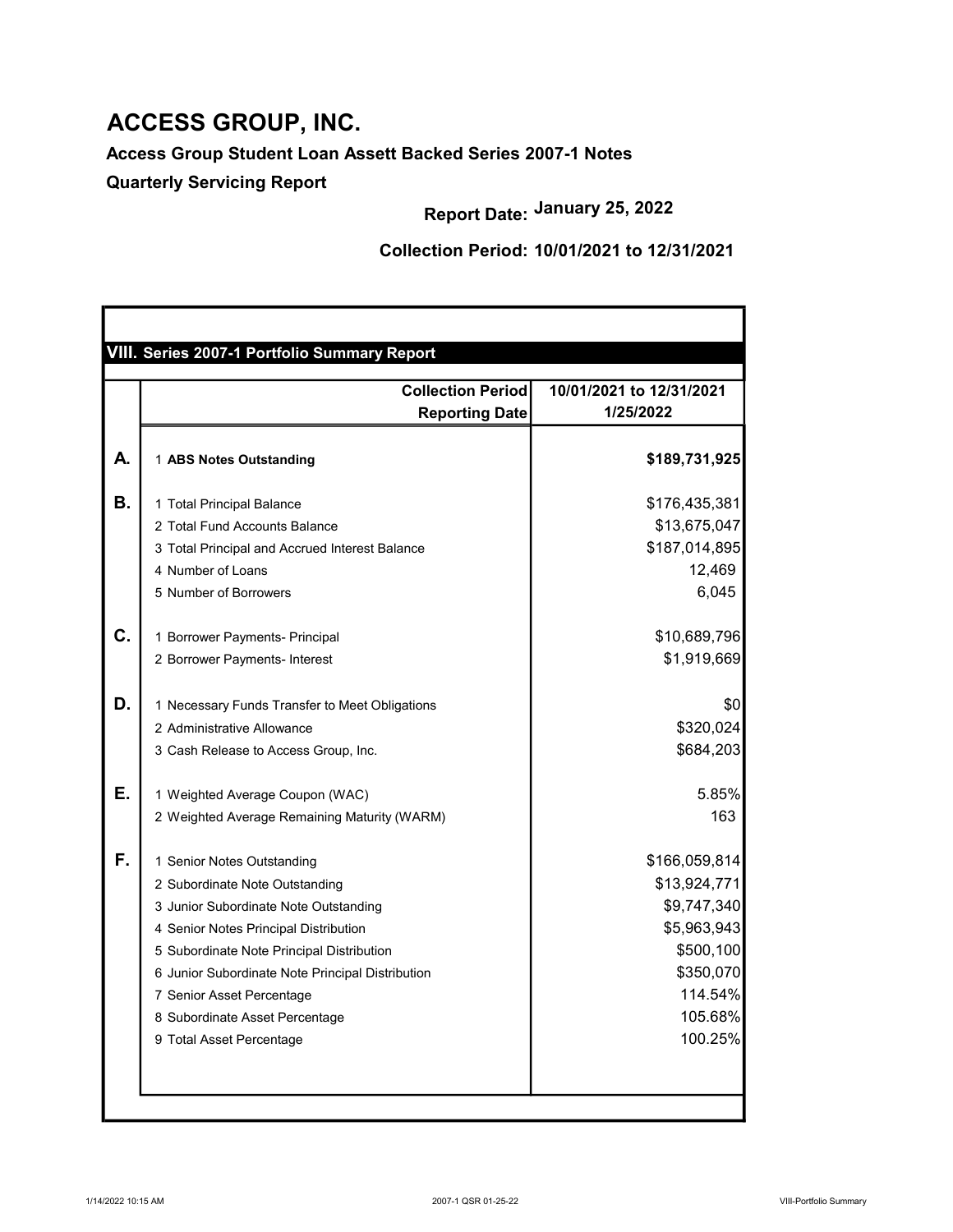# ACCESS GROUP, INC.

**Access Group Student Loan Assett Backed Series 2007-1 Notes**

**Quarterly Servicing Report**

**Report Date: January 25, 2022**

**Collection Period: 10/01/2021 to 12/31/2021**

## VIII. Series 2007-1 Portfolio Summary Report

| | | Collection Period<br>Reporting Date | 10/01/2021 to 12/31/2021<br>1/25/2022 |
|---|---|---|---|
| **A.** | 1 | **ABS Notes Outstanding** | **$189,731,925** |
| **B.** | 1 | Total Principal Balance | $176,435,381 |
| | 2 | Total Fund Accounts Balance | $13,675,047 |
| | 3 | Total Principal and Accrued Interest Balance | $187,014,895 |
| | 4 | Number of Loans | 12,469 |
| | 5 | Number of Borrowers | 6,045 |
| **C.** | 1 | Borrower Payments- Principal | $10,689,796 |
| | 2 | Borrower Payments- Interest | $1,919,669 |
| **D.** | 1 | Necessary Funds Transfer to Meet Obligations | $0 |
| | 2 | Administrative Allowance | $320,024 |
| | 3 | Cash Release to Access Group, Inc. | $684,203 |
| **E.** | 1 | Weighted Average Coupon (WAC) | 5.85% |
| | 2 | Weighted Average Remaining Maturity (WARM) | 163 |
| **F.** | 1 | Senior Notes Outstanding | $166,059,814 |
| | 2 | Subordinate Note Outstanding | $13,924,771 |
| | 3 | Junior Subordinate Note Outstanding | $9,747,340 |
| | 4 | Senior Notes Principal Distribution | $5,963,943 |
| | 5 | Subordinate Note Principal Distribution | $500,100 |
| | 6 | Junior Subordinate Note Principal Distribution | $350,070 |
| | 7 | Senior Asset Percentage | 114.54% |
| | 8 | Subordinate Asset Percentage | 105.68% |
| | 9 | Total Asset Percentage | 100.25% |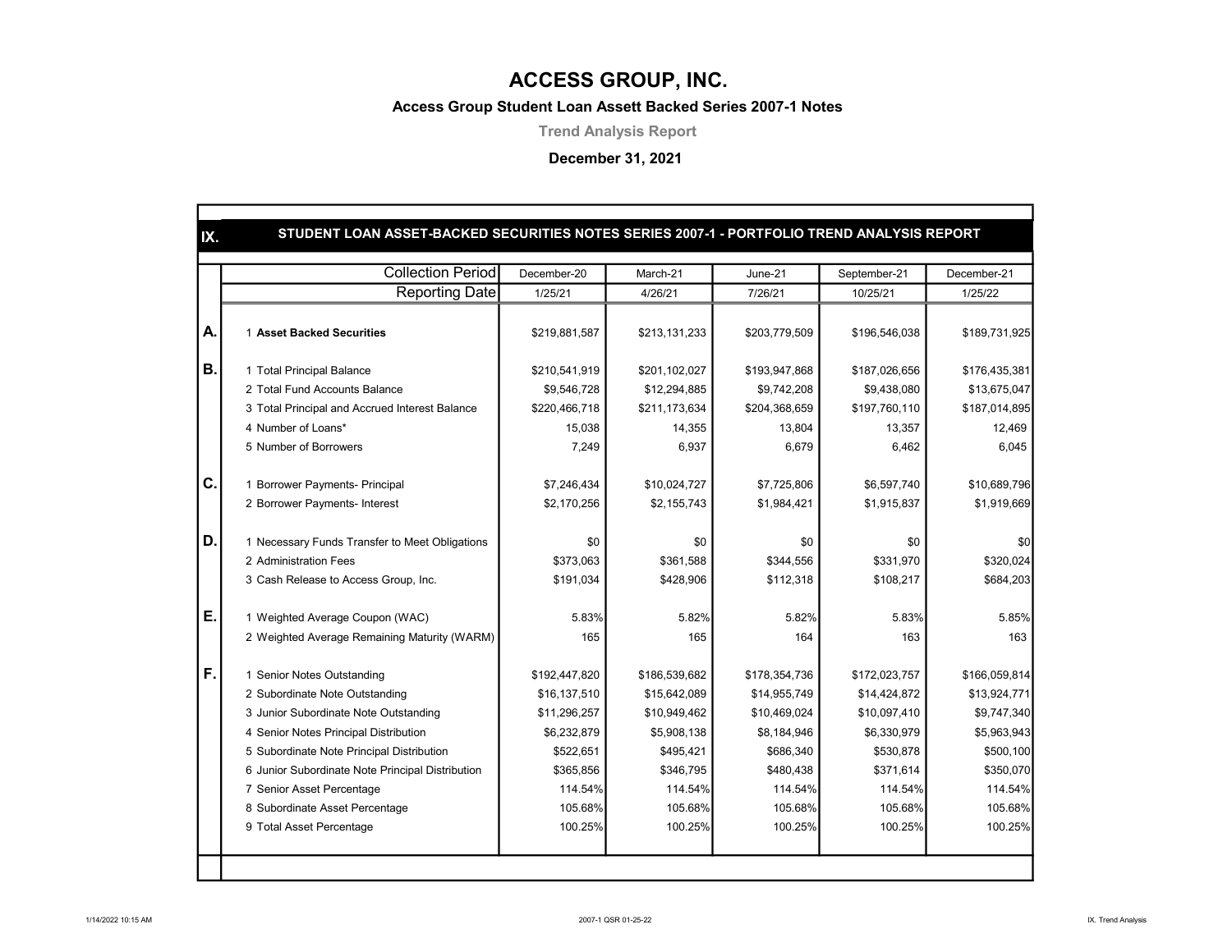# ACCESS GROUP, INC.

### Access Group Student Loan Assett Backed Series 2007-1 Notes

**Trend Analysis Report**

**December 31, 2021**

## IX. STUDENT LOAN ASSET-BACKED SECURITIES NOTES SERIES 2007-1 - PORTFOLIO TREND ANALYSIS REPORT

| | Collection Period | December-20 | March-21 | June-21 | September-21 | December-21 |
|---|---|---|---|---|---|---|
| | Reporting Date | 1/25/21 | 4/26/21 | 7/26/21 | 10/25/21 | 1/25/22 |
| **A.** | 1 **Asset Backed Securities** | $219,881,587 | $213,131,233 | $203,779,509 | $196,546,038 | $189,731,925 |
| **B.** | 1 Total Principal Balance | $210,541,919 | $201,102,027 | $193,947,868 | $187,026,656 | $176,435,381 |
| | 2 Total Fund Accounts Balance | $9,546,728 | $12,294,885 | $9,742,208 | $9,438,080 | $13,675,047 |
| | 3 Total Principal and Accrued Interest Balance | $220,466,718 | $211,173,634 | $204,368,659 | $197,760,110 | $187,014,895 |
| | 4 Number of Loans* | 15,038 | 14,355 | 13,804 | 13,357 | 12,469 |
| | 5 Number of Borrowers | 7,249 | 6,937 | 6,679 | 6,462 | 6,045 |
| **C.** | 1 Borrower Payments- Principal | $7,246,434 | $10,024,727 | $7,725,806 | $6,597,740 | $10,689,796 |
| | 2 Borrower Payments- Interest | $2,170,256 | $2,155,743 | $1,984,421 | $1,915,837 | $1,919,669 |
| **D.** | 1 Necessary Funds Transfer to Meet Obligations | $0 | $0 | $0 | $0 | $0 |
| | 2 Administration Fees | $373,063 | $361,588 | $344,556 | $331,970 | $320,024 |
| | 3 Cash Release to Access Group, Inc. | $191,034 | $428,906 | $112,318 | $108,217 | $684,203 |
| **E.** | 1 Weighted Average Coupon (WAC) | 5.83% | 5.82% | 5.82% | 5.83% | 5.85% |
| | 2 Weighted Average Remaining Maturity (WARM) | 165 | 165 | 164 | 163 | 163 |
| **F.** | 1 Senior Notes Outstanding | $192,447,820 | $186,539,682 | $178,354,736 | $172,023,757 | $166,059,814 |
| | 2 Subordinate Note Outstanding | $16,137,510 | $15,642,089 | $14,955,749 | $14,424,872 | $13,924,771 |
| | 3 Junior Subordinate Note Outstanding | $11,296,257 | $10,949,462 | $10,469,024 | $10,097,410 | $9,747,340 |
| | 4 Senior Notes Principal Distribution | $6,232,879 | $5,908,138 | $8,184,946 | $6,330,979 | $5,963,943 |
| | 5 Subordinate Note Principal Distribution | $522,651 | $495,421 | $686,340 | $530,878 | $500,100 |
| | 6 Junior Subordinate Note Principal Distribution | $365,856 | $346,795 | $480,438 | $371,614 | $350,070 |
| | 7 Senior Asset Percentage | 114.54% | 114.54% | 114.54% | 114.54% | 114.54% |
| | 8 Subordinate Asset Percentage | 105.68% | 105.68% | 105.68% | 105.68% | 105.68% |
| | 9 Total Asset Percentage | 100.25% | 100.25% | 100.25% | 100.25% | 100.25% |